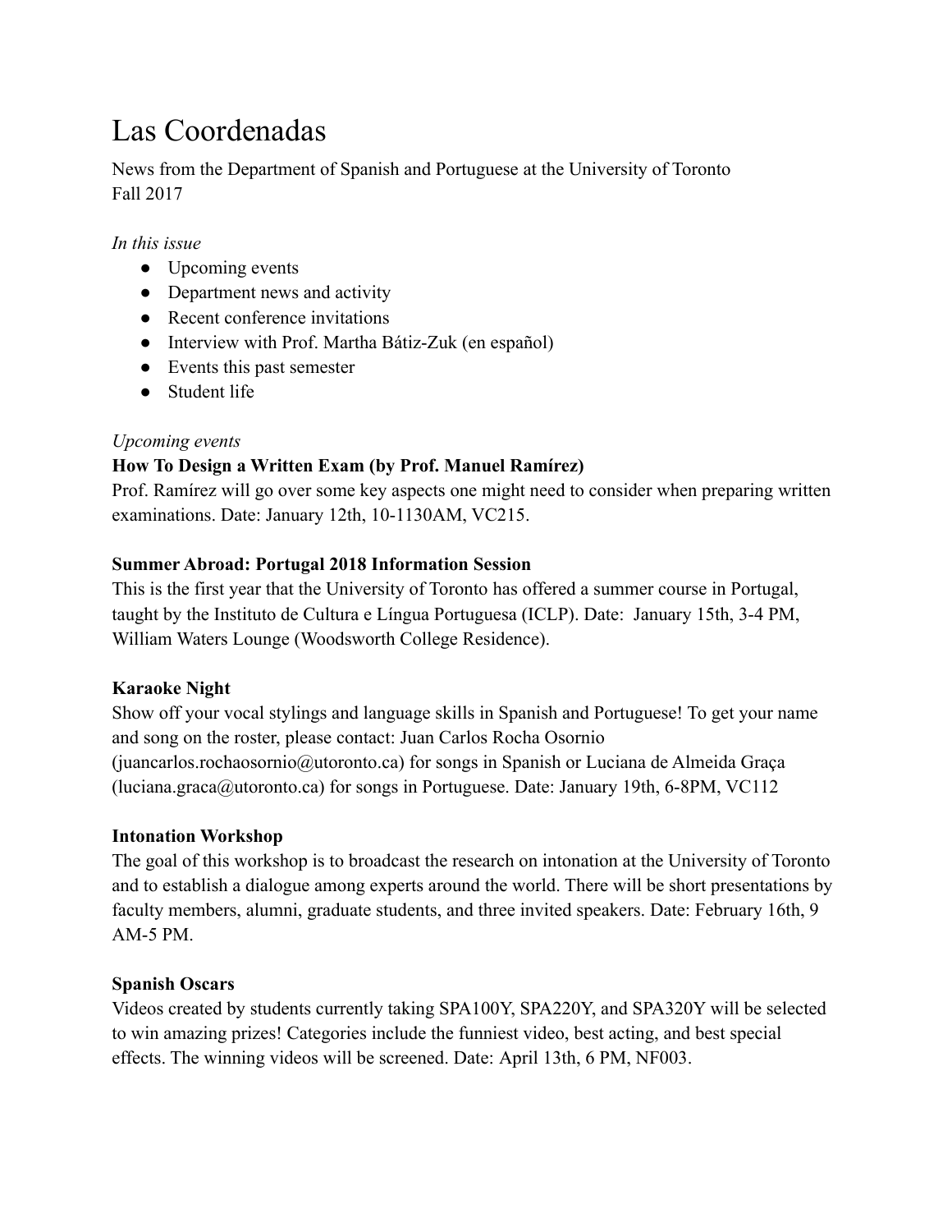# Las Coordenadas

News from the Department of Spanish and Portuguese at the University of Toronto
Fall 2017

*In this issue*

- Upcoming events
- Department news and activity
- Recent conference invitations
- Interview with Prof. Martha Bátiz-Zuk (en español)
- Events this past semester
- Student life

*Upcoming events*

**How To Design a Written Exam (by Prof. Manuel Ramírez)**

Prof. Ramírez will go over some key aspects one might need to consider when preparing written examinations. Date: January 12th, 10-1130AM, VC215.

**Summer Abroad: Portugal 2018 Information Session**

This is the first year that the University of Toronto has offered a summer course in Portugal, taught by the Instituto de Cultura e Língua Portuguesa (ICLP). Date: January 15th, 3-4 PM, William Waters Lounge (Woodsworth College Residence).

**Karaoke Night**

Show off your vocal stylings and language skills in Spanish and Portuguese! To get your name and song on the roster, please contact: Juan Carlos Rocha Osornio (juancarlos.rochaosornio@utoronto.ca) for songs in Spanish or Luciana de Almeida Graça (luciana.graca@utoronto.ca) for songs in Portuguese. Date: January 19th, 6-8PM, VC112

**Intonation Workshop**

The goal of this workshop is to broadcast the research on intonation at the University of Toronto and to establish a dialogue among experts around the world. There will be short presentations by faculty members, alumni, graduate students, and three invited speakers. Date: February 16th, 9 AM-5 PM.

**Spanish Oscars**

Videos created by students currently taking SPA100Y, SPA220Y, and SPA320Y will be selected to win amazing prizes! Categories include the funniest video, best acting, and best special effects. The winning videos will be screened. Date: April 13th, 6 PM, NF003.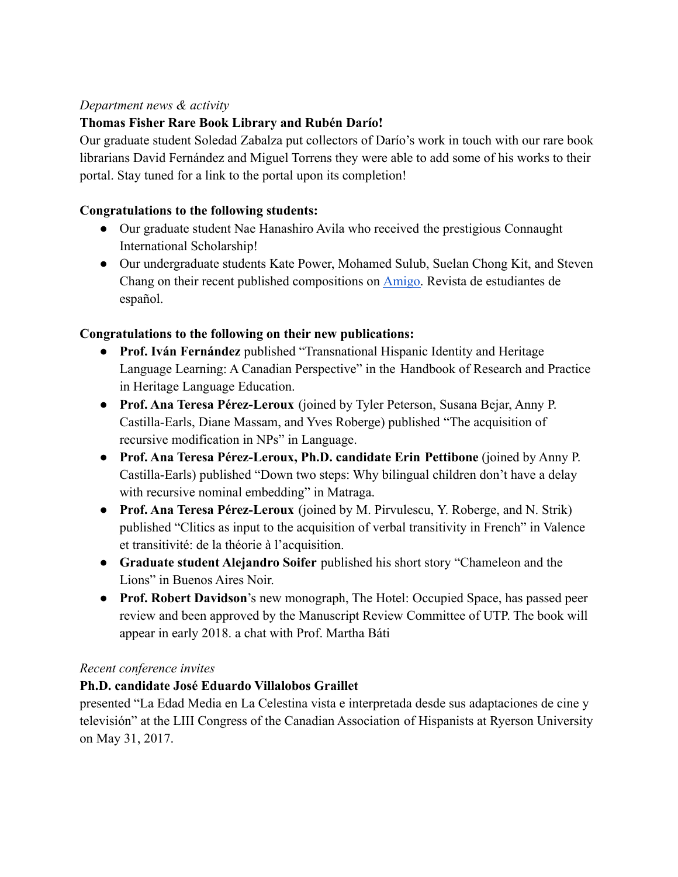*Department news & activity*

**Thomas Fisher Rare Book Library and Rubén Darío!**

Our graduate student Soledad Zabalza put collectors of Darío's work in touch with our rare book librarians David Fernández and Miguel Torrens they were able to add some of his works to their portal. Stay tuned for a link to the portal upon its completion!

**Congratulations to the following students:**

- Our graduate student Nae Hanashiro Avila who received the prestigious Connaught International Scholarship!
- Our undergraduate students Kate Power, Mohamed Sulub, Suelan Chong Kit, and Steven Chang on their recent published compositions on Amigo. Revista de estudiantes de español.

**Congratulations to the following on their new publications:**

- **Prof. Iván Fernández** published "Transnational Hispanic Identity and Heritage Language Learning: A Canadian Perspective" in the Handbook of Research and Practice in Heritage Language Education.
- **Prof. Ana Teresa Pérez-Leroux** (joined by Tyler Peterson, Susana Bejar, Anny P. Castilla-Earls, Diane Massam, and Yves Roberge) published "The acquisition of recursive modification in NPs" in Language.
- **Prof. Ana Teresa Pérez-Leroux, Ph.D. candidate Erin Pettibone** (joined by Anny P. Castilla-Earls) published "Down two steps: Why bilingual children don't have a delay with recursive nominal embedding" in Matraga.
- **Prof. Ana Teresa Pérez-Leroux** (joined by M. Pirvulescu, Y. Roberge, and N. Strik) published "Clitics as input to the acquisition of verbal transitivity in French" in Valence et transitivité: de la théorie à l'acquisition.
- **Graduate student Alejandro Soifer** published his short story "Chameleon and the Lions" in Buenos Aires Noir.
- **Prof. Robert Davidson**'s new monograph, The Hotel: Occupied Space, has passed peer review and been approved by the Manuscript Review Committee of UTP. The book will appear in early 2018. a chat with Prof. Martha Báti

*Recent conference invites*

**Ph.D. candidate José Eduardo Villalobos Graillet**

presented "La Edad Media en La Celestina vista e interpretada desde sus adaptaciones de cine y televisión" at the LIII Congress of the Canadian Association of Hispanists at Ryerson University on May 31, 2017.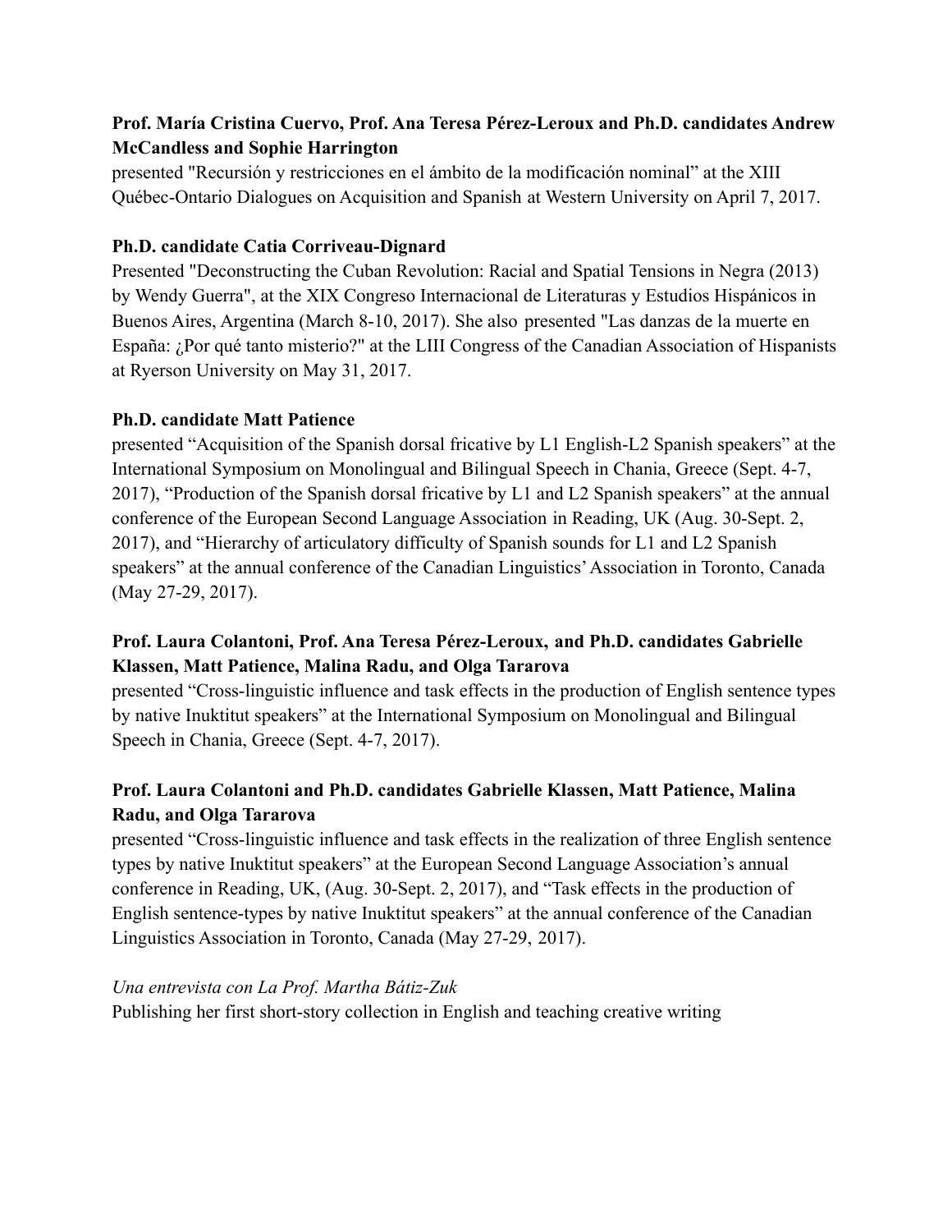**Prof. María Cristina Cuervo, Prof. Ana Teresa Pérez-Leroux and Ph.D. candidates Andrew McCandless and Sophie Harrington**
presented "Recursión y restricciones en el ámbito de la modificación nominal" at the XIII Québec-Ontario Dialogues on Acquisition and Spanish at Western University on April 7, 2017.

**Ph.D. candidate Catia Corriveau-Dignard**
Presented "Deconstructing the Cuban Revolution: Racial and Spatial Tensions in Negra (2013) by Wendy Guerra", at the XIX Congreso Internacional de Literaturas y Estudios Hispánicos in Buenos Aires, Argentina (March 8-10, 2017). She also presented "Las danzas de la muerte en España: ¿Por qué tanto misterio?" at the LIII Congress of the Canadian Association of Hispanists at Ryerson University on May 31, 2017.

**Ph.D. candidate Matt Patience**
presented "Acquisition of the Spanish dorsal fricative by L1 English-L2 Spanish speakers" at the International Symposium on Monolingual and Bilingual Speech in Chania, Greece (Sept. 4-7, 2017), "Production of the Spanish dorsal fricative by L1 and L2 Spanish speakers" at the annual conference of the European Second Language Association in Reading, UK (Aug. 30-Sept. 2, 2017), and "Hierarchy of articulatory difficulty of Spanish sounds for L1 and L2 Spanish speakers" at the annual conference of the Canadian Linguistics' Association in Toronto, Canada (May 27-29, 2017).

**Prof. Laura Colantoni, Prof. Ana Teresa Pérez-Leroux, and Ph.D. candidates Gabrielle Klassen, Matt Patience, Malina Radu, and Olga Tararova**
presented "Cross-linguistic influence and task effects in the production of English sentence types by native Inuktitut speakers" at the International Symposium on Monolingual and Bilingual Speech in Chania, Greece (Sept. 4-7, 2017).

**Prof. Laura Colantoni and Ph.D. candidates Gabrielle Klassen, Matt Patience, Malina Radu, and Olga Tararova**
presented "Cross-linguistic influence and task effects in the realization of three English sentence types by native Inuktitut speakers" at the European Second Language Association's annual conference in Reading, UK, (Aug. 30-Sept. 2, 2017), and "Task effects in the production of English sentence-types by native Inuktitut speakers" at the annual conference of the Canadian Linguistics Association in Toronto, Canada (May 27-29, 2017).

*Una entrevista con La Prof. Martha Bátiz-Zuk*
Publishing her first short-story collection in English and teaching creative writing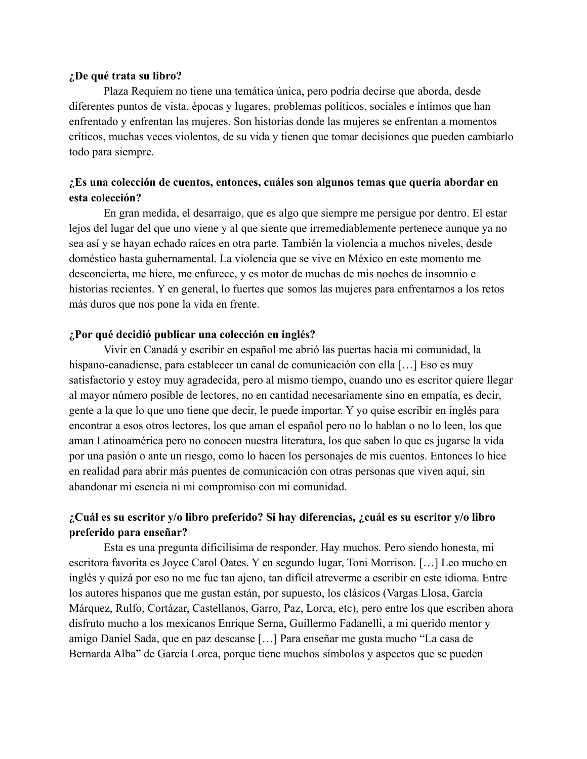**¿De qué trata su libro?**

Plaza Requiem no tiene una temática única, pero podría decirse que aborda, desde diferentes puntos de vista, épocas y lugares, problemas políticos, sociales e íntimos que han enfrentado y enfrentan las mujeres. Son historias donde las mujeres se enfrentan a momentos críticos, muchas veces violentos, de su vida y tienen que tomar decisiones que pueden cambiarlo todo para siempre.

**¿Es una colección de cuentos, entonces, cuáles son algunos temas que quería abordar en esta colección?**

En gran medida, el desarraigo, que es algo que siempre me persigue por dentro. El estar lejos del lugar del que uno viene y al que siente que irremediablemente pertenece aunque ya no sea así y se hayan echado raíces en otra parte. También la violencia a muchos niveles, desde doméstico hasta gubernamental. La violencia que se vive en México en este momento me desconcierta, me hiere, me enfurece, y es motor de muchas de mis noches de insomnio e historias recientes. Y en general, lo fuertes que somos las mujeres para enfrentarnos a los retos más duros que nos pone la vida en frente.

**¿Por qué decidió publicar una colección en inglés?**

Vivir en Canadá y escribir en español me abrió las puertas hacia mi comunidad, la hispano-canadiense, para establecer un canal de comunicación con ella […] Eso es muy satisfactorio y estoy muy agradecida, pero al mismo tiempo, cuando uno es escritor quiere llegar al mayor número posible de lectores, no en cantidad necesariamente sino en empatía, es decir, gente a la que lo que uno tiene que decir, le puede importar. Y yo quise escribir en inglés para encontrar a esos otros lectores, los que aman el español pero no lo hablan o no lo leen, los que aman Latinoamérica pero no conocen nuestra literatura, los que saben lo que es jugarse la vida por una pasión o ante un riesgo, como lo hacen los personajes de mis cuentos. Entonces lo hice en realidad para abrir más puentes de comunicación con otras personas que viven aquí, sin abandonar mi esencia ni mi compromiso con mi comunidad.

**¿Cuál es su escritor y/o libro preferido? Si hay diferencias, ¿cuál es su escritor y/o libro preferido para enseñar?**

Esta es una pregunta dificilísima de responder. Hay muchos. Pero siendo honesta, mi escritora favorita es Joyce Carol Oates. Y en segundo lugar, Toni Morrison. […] Leo mucho en inglés y quizá por eso no me fue tan ajeno, tan difícil atreverme a escribir en este idioma. Entre los autores hispanos que me gustan están, por supuesto, los clásicos (Vargas Llosa, García Márquez, Rulfo, Cortázar, Castellanos, Garro, Paz, Lorca, etc), pero entre los que escriben ahora disfruto mucho a los mexicanos Enrique Serna, Guillermo Fadanelli, a mi querido mentor y amigo Daniel Sada, que en paz descanse […] Para enseñar me gusta mucho "La casa de Bernarda Alba" de García Lorca, porque tiene muchos símbolos y aspectos que se pueden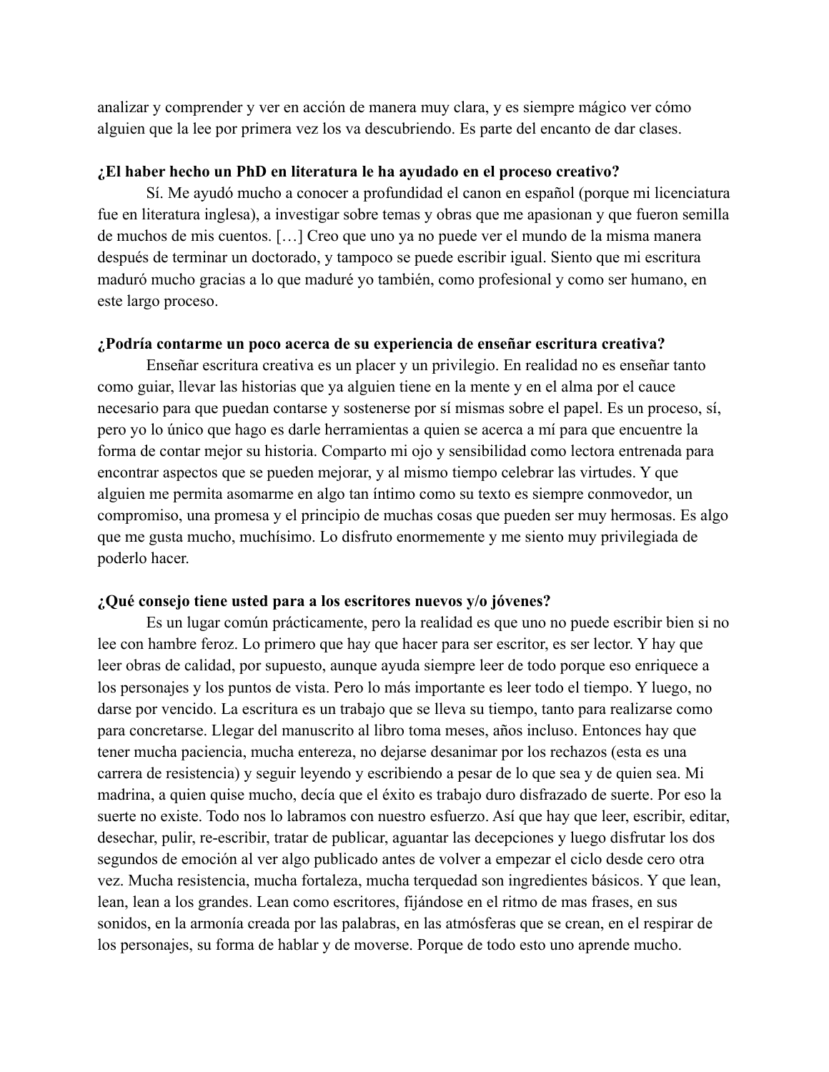analizar y comprender y ver en acción de manera muy clara, y es siempre mágico ver cómo alguien que la lee por primera vez los va descubriendo. Es parte del encanto de dar clases.

**¿El haber hecho un PhD en literatura le ha ayudado en el proceso creativo?**

Sí. Me ayudó mucho a conocer a profundidad el canon en español (porque mi licenciatura fue en literatura inglesa), a investigar sobre temas y obras que me apasionan y que fueron semilla de muchos de mis cuentos. […] Creo que uno ya no puede ver el mundo de la misma manera después de terminar un doctorado, y tampoco se puede escribir igual. Siento que mi escritura maduró mucho gracias a lo que maduré yo también, como profesional y como ser humano, en este largo proceso.

**¿Podría contarme un poco acerca de su experiencia de enseñar escritura creativa?**

Enseñar escritura creativa es un placer y un privilegio. En realidad no es enseñar tanto como guiar, llevar las historias que ya alguien tiene en la mente y en el alma por el cauce necesario para que puedan contarse y sostenerse por sí mismas sobre el papel. Es un proceso, sí, pero yo lo único que hago es darle herramientas a quien se acerca a mí para que encuentre la forma de contar mejor su historia. Comparto mi ojo y sensibilidad como lectora entrenada para encontrar aspectos que se pueden mejorar, y al mismo tiempo celebrar las virtudes. Y que alguien me permita asomarme en algo tan íntimo como su texto es siempre conmovedor, un compromiso, una promesa y el principio de muchas cosas que pueden ser muy hermosas. Es algo que me gusta mucho, muchísimo. Lo disfruto enormemente y me siento muy privilegiada de poderlo hacer.

**¿Qué consejo tiene usted para a los escritores nuevos y/o jóvenes?**

Es un lugar común prácticamente, pero la realidad es que uno no puede escribir bien si no lee con hambre feroz. Lo primero que hay que hacer para ser escritor, es ser lector. Y hay que leer obras de calidad, por supuesto, aunque ayuda siempre leer de todo porque eso enriquece a los personajes y los puntos de vista. Pero lo más importante es leer todo el tiempo. Y luego, no darse por vencido. La escritura es un trabajo que se lleva su tiempo, tanto para realizarse como para concretarse. Llegar del manuscrito al libro toma meses, años incluso. Entonces hay que tener mucha paciencia, mucha entereza, no dejarse desanimar por los rechazos (esta es una carrera de resistencia) y seguir leyendo y escribiendo a pesar de lo que sea y de quien sea. Mi madrina, a quien quise mucho, decía que el éxito es trabajo duro disfrazado de suerte. Por eso la suerte no existe. Todo nos lo labramos con nuestro esfuerzo. Así que hay que leer, escribir, editar, desechar, pulir, re-escribir, tratar de publicar, aguantar las decepciones y luego disfrutar los dos segundos de emoción al ver algo publicado antes de volver a empezar el ciclo desde cero otra vez. Mucha resistencia, mucha fortaleza, mucha terquedad son ingredientes básicos. Y que lean, lean, lean a los grandes. Lean como escritores, fijándose en el ritmo de mas frases, en sus sonidos, en la armonía creada por las palabras, en las atmósferas que se crean, en el respirar de los personajes, su forma de hablar y de moverse. Porque de todo esto uno aprende mucho.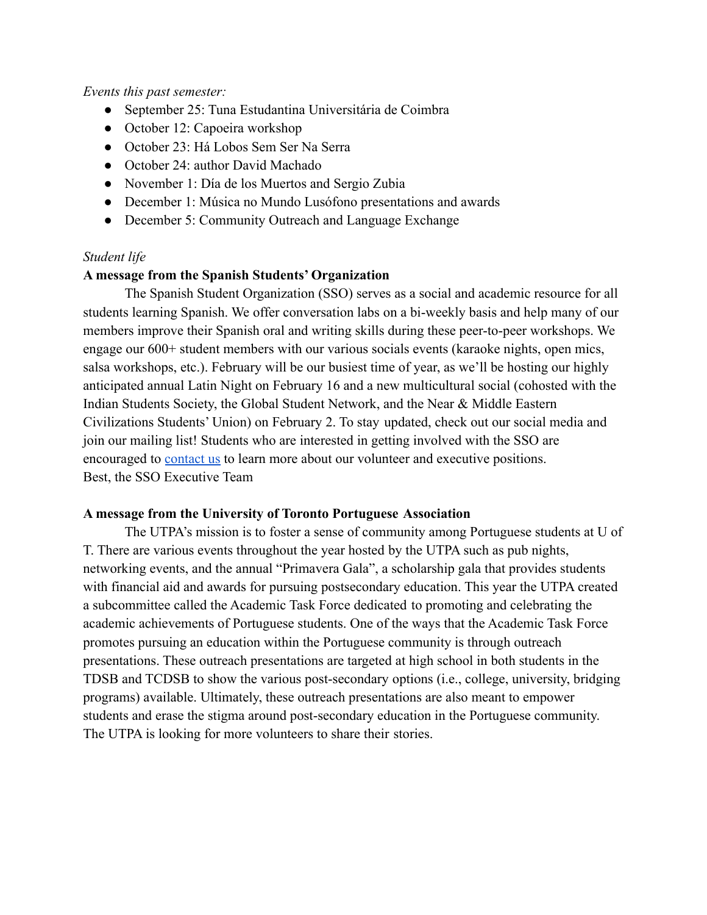*Events this past semester:*

- September 25: Tuna Estudantina Universitária de Coimbra
- October 12: Capoeira workshop
- October 23: Há Lobos Sem Ser Na Serra
- October 24: author David Machado
- November 1: Día de los Muertos and Sergio Zubia
- December 1: Música no Mundo Lusófono presentations and awards
- December 5: Community Outreach and Language Exchange

*Student life*

**A message from the Spanish Students' Organization**

The Spanish Student Organization (SSO) serves as a social and academic resource for all students learning Spanish. We offer conversation labs on a bi-weekly basis and help many of our members improve their Spanish oral and writing skills during these peer-to-peer workshops. We engage our 600+ student members with our various socials events (karaoke nights, open mics, salsa workshops, etc.). February will be our busiest time of year, as we'll be hosting our highly anticipated annual Latin Night on February 16 and a new multicultural social (cohosted with the Indian Students Society, the Global Student Network, and the Near & Middle Eastern Civilizations Students' Union) on February 2. To stay updated, check out our social media and join our mailing list! Students who are interested in getting involved with the SSO are encouraged to contact us to learn more about our volunteer and executive positions.
Best, the SSO Executive Team

**A message from the University of Toronto Portuguese Association**

The UTPA's mission is to foster a sense of community among Portuguese students at U of T. There are various events throughout the year hosted by the UTPA such as pub nights, networking events, and the annual "Primavera Gala", a scholarship gala that provides students with financial aid and awards for pursuing postsecondary education. This year the UTPA created a subcommittee called the Academic Task Force dedicated to promoting and celebrating the academic achievements of Portuguese students. One of the ways that the Academic Task Force promotes pursuing an education within the Portuguese community is through outreach presentations. These outreach presentations are targeted at high school in both students in the TDSB and TCDSB to show the various post-secondary options (i.e., college, university, bridging programs) available. Ultimately, these outreach presentations are also meant to empower students and erase the stigma around post-secondary education in the Portuguese community. The UTPA is looking for more volunteers to share their stories.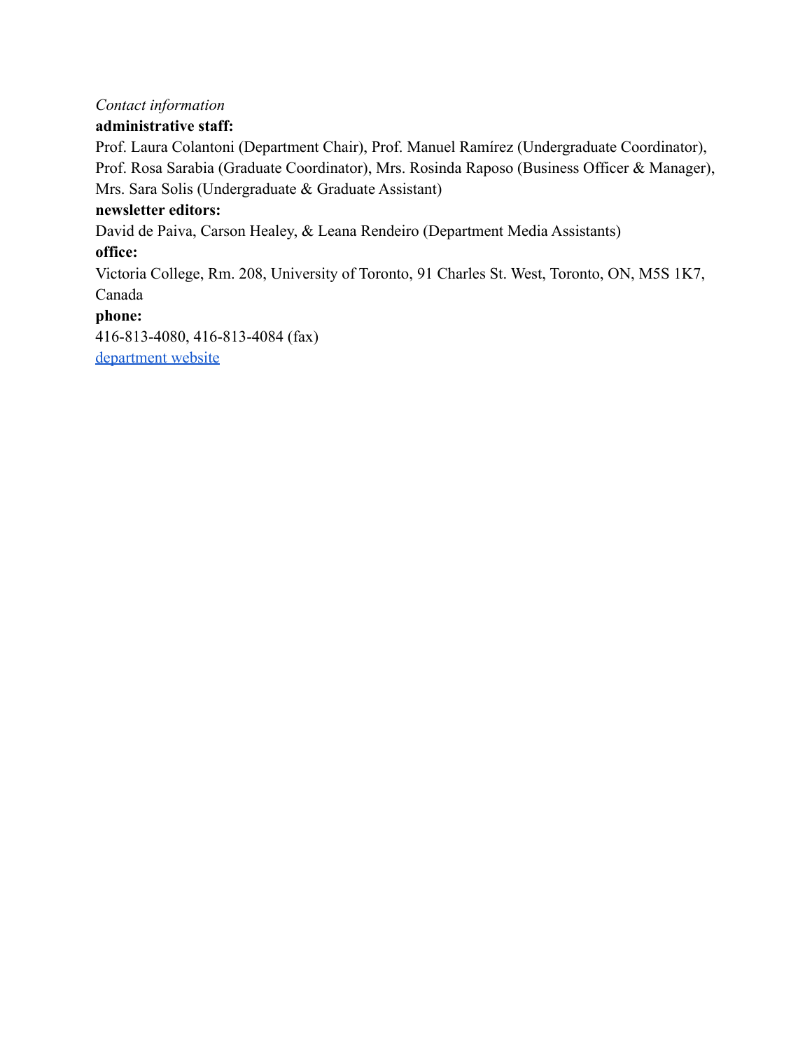*Contact information*

**administrative staff:**

Prof. Laura Colantoni (Department Chair), Prof. Manuel Ramírez (Undergraduate Coordinator), Prof. Rosa Sarabia (Graduate Coordinator), Mrs. Rosinda Raposo (Business Officer & Manager), Mrs. Sara Solis (Undergraduate & Graduate Assistant)

**newsletter editors:**

David de Paiva, Carson Healey, & Leana Rendeiro (Department Media Assistants)

**office:**

Victoria College, Rm. 208, University of Toronto, 91 Charles St. West, Toronto, ON, M5S 1K7, Canada

**phone:**

416-813-4080, 416-813-4084 (fax)

department website